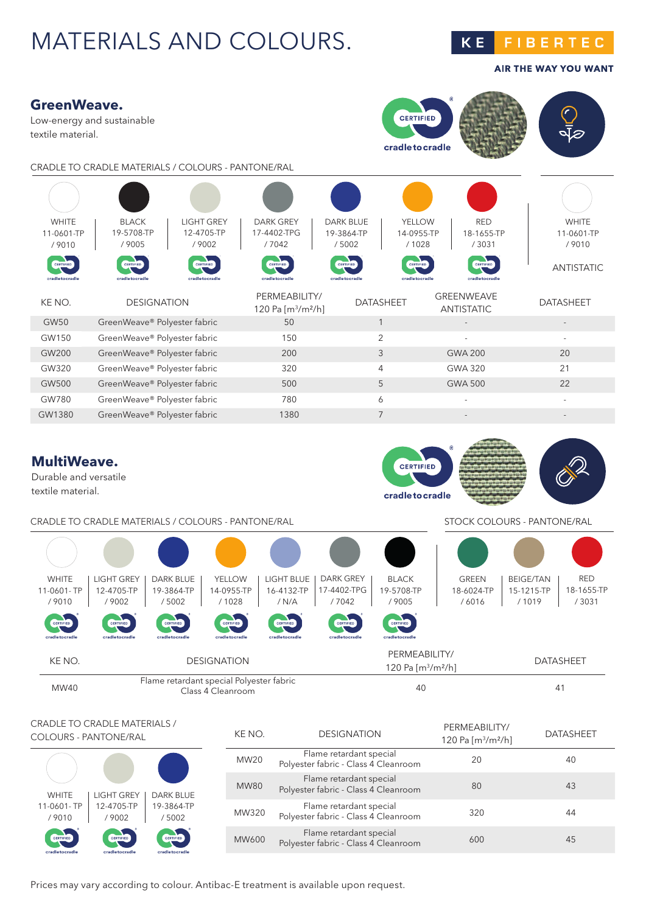# MATERIALS AND COLOURS.

KE FIBERTEC

AIR THE WAY YOU WANT

## GreenWeave.

Low-energy and sustainable textile material.

CRADLE TO CRADLE MATERIALS / COLOURS - PANTONE/RAL

| WHITE | BLACK | LIGHT GREY | DARK GREY | DARK BLUE | YELLOW | RED | WHITE |
|---|---|---|---|---|---|---|---|
| 11-0601-TP / 9010 | 19-5708-TP / 9005 | 12-4705-TP / 9002 | 17-4402-TPG / 7042 | 19-3864-TP / 5002 | 14-0955-TP / 1028 | 18-1655-TP / 3031 | 11-0601-TP / 9010 |
| | | | | | | | ANTISTATIC |

| KE NO. | DESIGNATION | PERMEABILITY/ 120 Pa [m³/m²/h] | DATASHEET | GREENWEAVE ANTISTATIC | DATASHEET |
|---|---|---|---|---|---|
| GW50 | GreenWeave® Polyester fabric | 50 | 1 | - | - |
| GW150 | GreenWeave® Polyester fabric | 150 | 2 | - | - |
| GW200 | GreenWeave® Polyester fabric | 200 | 3 | GWA 200 | 20 |
| GW320 | GreenWeave® Polyester fabric | 320 | 4 | GWA 320 | 21 |
| GW500 | GreenWeave® Polyester fabric | 500 | 5 | GWA 500 | 22 |
| GW780 | GreenWeave® Polyester fabric | 780 | 6 | - | - |
| GW1380 | GreenWeave® Polyester fabric | 1380 | 7 | - | - |

## MultiWeave.

Durable and versatile textile material.

CRADLE TO CRADLE MATERIALS / COLOURS - PANTONE/RAL

| WHITE | LIGHT GREY | DARK BLUE | YELLOW | LIGHT BLUE | DARK GREY | BLACK |
|---|---|---|---|---|---|---|
| 11-0601- TP / 9010 | 12-4705-TP / 9002 | 19-3864-TP / 5002 | 14-0955-TP / 1028 | 16-4132-TP / N/A | 17-4402-TPG / 7042 | 19-5708-TP / 9005 |

STOCK COLOURS - PANTONE/RAL

| GREEN | BEIGE/TAN | RED |
|---|---|---|
| 18-6024-TP / 6016 | 15-1215-TP / 1019 | 18-1655-TP / 3031 |

| KE NO. | DESIGNATION | PERMEABILITY/ 120 Pa [m³/m²/h] | DATASHEET |
|---|---|---|---|
| MW40 | Flame retardant special Polyester fabric Class 4 Cleanroom | 40 | 41 |

CRADLE TO CRADLE MATERIALS / COLOURS - PANTONE/RAL

| WHITE | LIGHT GREY | DARK BLUE |
|---|---|---|
| 11-0601- TP / 9010 | 12-4705-TP / 9002 | 19-3864-TP / 5002 |

| KE NO. | DESIGNATION | PERMEABILITY/ 120 Pa [m³/m²/h] | DATASHEET |
|---|---|---|---|
| MW20 | Flame retardant special Polyester fabric - Class 4 Cleanroom | 20 | 40 |
| MW80 | Flame retardant special Polyester fabric - Class 4 Cleanroom | 80 | 43 |
| MW320 | Flame retardant special Polyester fabric - Class 4 Cleanroom | 320 | 44 |
| MW600 | Flame retardant special Polyester fabric - Class 4 Cleanroom | 600 | 45 |

Prices may vary according to colour. Antibac-E treatment is available upon request.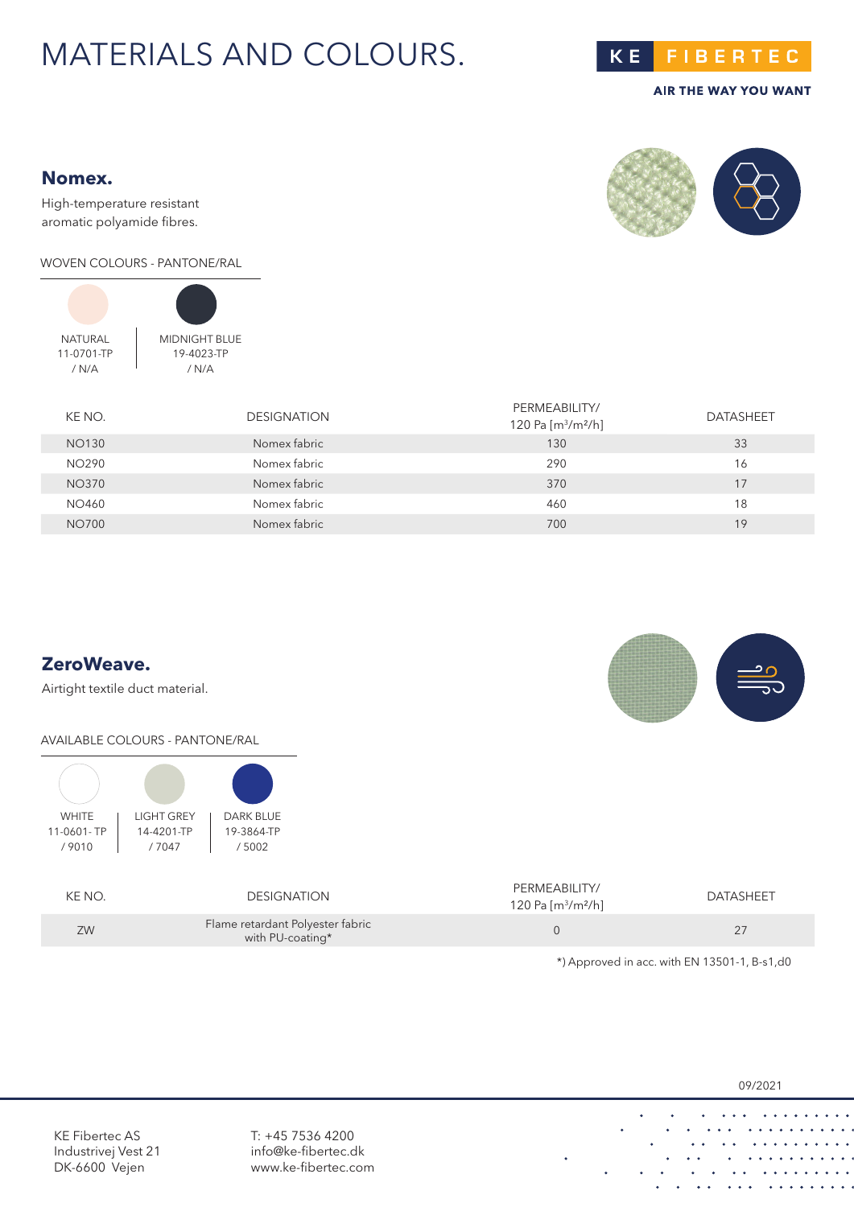# MATERIALS AND COLOURS.

KE FIBERTEC

AIR THE WAY YOU WANT

## Nomex.

High-temperature resistant aromatic polyamide fibres.

WOVEN COLOURS - PANTONE/RAL

| NATURAL | MIDNIGHT BLUE |
|---|---|
| 11-0701-TP / N/A | 19-4023-TP / N/A |

| KE NO. | DESIGNATION | PERMEABILITY/ 120 Pa [m³/m²/h] | DATASHEET |
|---|---|---|---|
| NO130 | Nomex fabric | 130 | 33 |
| NO290 | Nomex fabric | 290 | 16 |
| NO370 | Nomex fabric | 370 | 17 |
| NO460 | Nomex fabric | 460 | 18 |
| NO700 | Nomex fabric | 700 | 19 |

## ZeroWeave.

Airtight textile duct material.

AVAILABLE COLOURS - PANTONE/RAL

| WHITE | LIGHT GREY | DARK BLUE |
|---|---|---|
| 11-0601- TP / 9010 | 14-4201-TP / 7047 | 19-3864-TP / 5002 |

| KE NO. | DESIGNATION | PERMEABILITY/ 120 Pa [m³/m²/h] | DATASHEET |
|---|---|---|---|
| ZW | Flame retardant Polyester fabric with PU-coating* | 0 | 27 |

*) Approved in acc. with EN 13501-1, B-s1,d0

09/2021

KE Fibertec AS
Industrivej Vest 21
DK-6600 Vejen

T: +45 7536 4200
info@ke-fibertec.dk
www.ke-fibertec.com